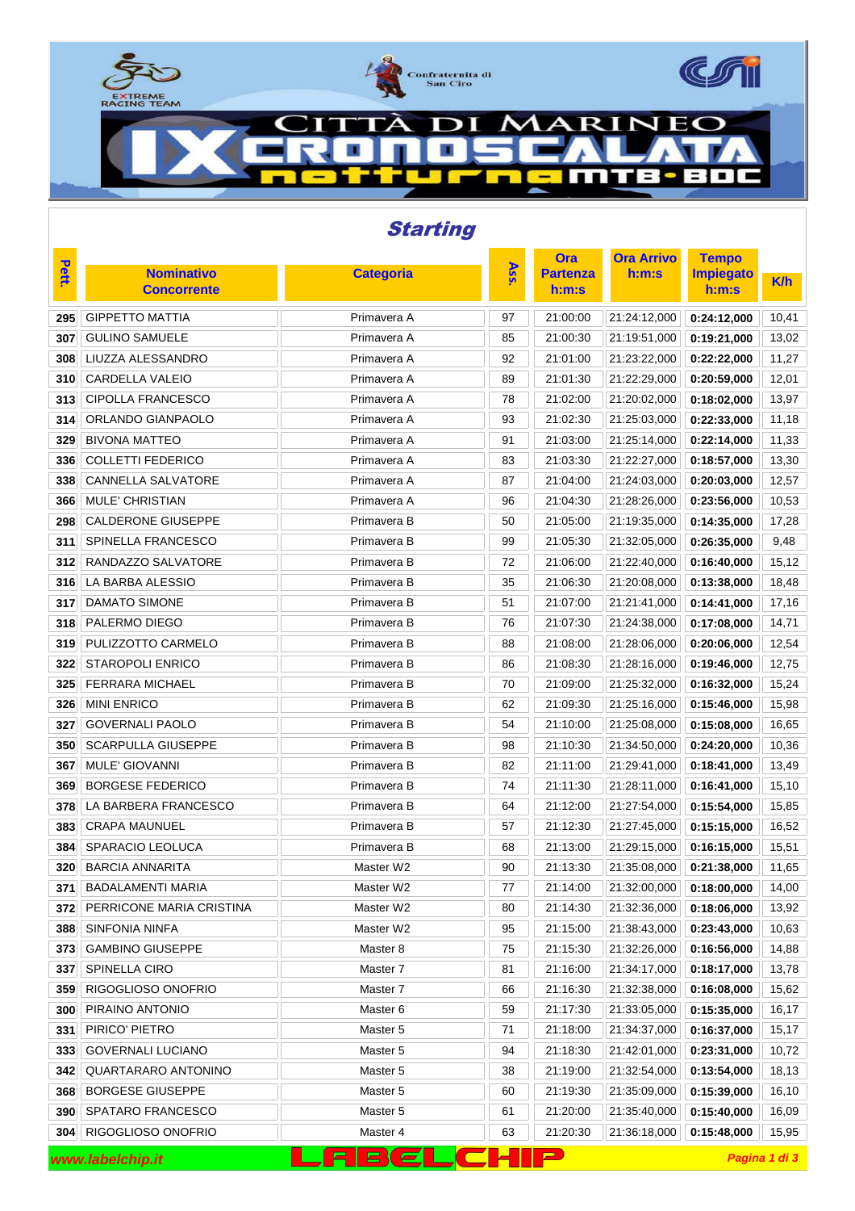# Città di Marineo IX Cronoscalata notturna MTB-BDC

## Starting

| Pett. | Nominativo Concorrente | Categoria | Ass. | Ora Partenza h:m:s | Ora Arrivo h:m:s | Tempo Impiegato h:m:s | K/h |
|---|---|---|---|---|---|---|---|
| 295 | GIPPETTO MATTIA | Primavera A | 97 | 21:00:00 | 21:24:12,000 | **0:24:12,000** | 10,41 |
| 307 | GULINO SAMUELE | Primavera A | 85 | 21:00:30 | 21:19:51,000 | **0:19:21,000** | 13,02 |
| 308 | LIUZZA ALESSANDRO | Primavera A | 92 | 21:01:00 | 21:23:22,000 | **0:22:22,000** | 11,27 |
| 310 | CARDELLA VALEIO | Primavera A | 89 | 21:01:30 | 21:22:29,000 | **0:20:59,000** | 12,01 |
| 313 | CIPOLLA FRANCESCO | Primavera A | 78 | 21:02:00 | 21:20:02,000 | **0:18:02,000** | 13,97 |
| 314 | ORLANDO GIANPAOLO | Primavera A | 93 | 21:02:30 | 21:25:03,000 | **0:22:33,000** | 11,18 |
| 329 | BIVONA MATTEO | Primavera A | 91 | 21:03:00 | 21:25:14,000 | **0:22:14,000** | 11,33 |
| 336 | COLLETTI FEDERICO | Primavera A | 83 | 21:03:30 | 21:22:27,000 | **0:18:57,000** | 13,30 |
| 338 | CANNELLA SALVATORE | Primavera A | 87 | 21:04:00 | 21:24:03,000 | **0:20:03,000** | 12,57 |
| 366 | MULE' CHRISTIAN | Primavera A | 96 | 21:04:30 | 21:28:26,000 | **0:23:56,000** | 10,53 |
| 298 | CALDERONE GIUSEPPE | Primavera B | 50 | 21:05:00 | 21:19:35,000 | **0:14:35,000** | 17,28 |
| 311 | SPINELLA FRANCESCO | Primavera B | 99 | 21:05:30 | 21:32:05,000 | **0:26:35,000** | 9,48 |
| 312 | RANDAZZO SALVATORE | Primavera B | 72 | 21:06:00 | 21:22:40,000 | **0:16:40,000** | 15,12 |
| 316 | LA BARBA ALESSIO | Primavera B | 35 | 21:06:30 | 21:20:08,000 | **0:13:38,000** | 18,48 |
| 317 | DAMATO SIMONE | Primavera B | 51 | 21:07:00 | 21:21:41,000 | **0:14:41,000** | 17,16 |
| 318 | PALERMO DIEGO | Primavera B | 76 | 21:07:30 | 21:24:38,000 | **0:17:08,000** | 14,71 |
| 319 | PULIZZOTTO CARMELO | Primavera B | 88 | 21:08:00 | 21:28:06,000 | **0:20:06,000** | 12,54 |
| 322 | STAROPOLI ENRICO | Primavera B | 86 | 21:08:30 | 21:28:16,000 | **0:19:46,000** | 12,75 |
| 325 | FERRARA MICHAEL | Primavera B | 70 | 21:09:00 | 21:25:32,000 | **0:16:32,000** | 15,24 |
| 326 | MINI ENRICO | Primavera B | 62 | 21:09:30 | 21:25:16,000 | **0:15:46,000** | 15,98 |
| 327 | GOVERNALI PAOLO | Primavera B | 54 | 21:10:00 | 21:25:08,000 | **0:15:08,000** | 16,65 |
| 350 | SCARPULLA GIUSEPPE | Primavera B | 98 | 21:10:30 | 21:34:50,000 | **0:24:20,000** | 10,36 |
| 367 | MULE' GIOVANNI | Primavera B | 82 | 21:11:00 | 21:29:41,000 | **0:18:41,000** | 13,49 |
| 369 | BORGESE FEDERICO | Primavera B | 74 | 21:11:30 | 21:28:11,000 | **0:16:41,000** | 15,10 |
| 378 | LA BARBERA FRANCESCO | Primavera B | 64 | 21:12:00 | 21:27:54,000 | **0:15:54,000** | 15,85 |
| 383 | CRAPA MAUNUEL | Primavera B | 57 | 21:12:30 | 21:27:45,000 | **0:15:15,000** | 16,52 |
| 384 | SPARACIO LEOLUCA | Primavera B | 68 | 21:13:00 | 21:29:15,000 | **0:16:15,000** | 15,51 |
| 320 | BARCIA ANNARITA | Master W2 | 90 | 21:13:30 | 21:35:08,000 | **0:21:38,000** | 11,65 |
| 371 | BADALAMENTI MARIA | Master W2 | 77 | 21:14:00 | 21:32:00,000 | **0:18:00,000** | 14,00 |
| 372 | PERRICONE MARIA CRISTINA | Master W2 | 80 | 21:14:30 | 21:32:36,000 | **0:18:06,000** | 13,92 |
| 388 | SINFONIA NINFA | Master W2 | 95 | 21:15:00 | 21:38:43,000 | **0:23:43,000** | 10,63 |
| 373 | GAMBINO GIUSEPPE | Master 8 | 75 | 21:15:30 | 21:32:26,000 | **0:16:56,000** | 14,88 |
| 337 | SPINELLA CIRO | Master 7 | 81 | 21:16:00 | 21:34:17,000 | **0:18:17,000** | 13,78 |
| 359 | RIGOGLIOSO ONOFRIO | Master 7 | 66 | 21:16:30 | 21:32:38,000 | **0:16:08,000** | 15,62 |
| 300 | PIRAINO ANTONIO | Master 6 | 59 | 21:17:30 | 21:33:05,000 | **0:15:35,000** | 16,17 |
| 331 | PIRICO' PIETRO | Master 5 | 71 | 21:18:00 | 21:34:37,000 | **0:16:37,000** | 15,17 |
| 333 | GOVERNALI LUCIANO | Master 5 | 94 | 21:18:30 | 21:42:01,000 | **0:23:31,000** | 10,72 |
| 342 | QUARTARARO ANTONINO | Master 5 | 38 | 21:19:00 | 21:32:54,000 | **0:13:54,000** | 18,13 |
| 368 | BORGESE GIUSEPPE | Master 5 | 60 | 21:19:30 | 21:35:09,000 | **0:15:39,000** | 16,10 |
| 390 | SPATARO FRANCESCO | Master 5 | 61 | 21:20:00 | 21:35:40,000 | **0:15:40,000** | 16,09 |
| 304 | RIGOGLIOSO ONOFRIO | Master 4 | 63 | 21:20:30 | 21:36:18,000 | **0:15:48,000** | 15,95 |

www.labelchip.it — LABELCHIP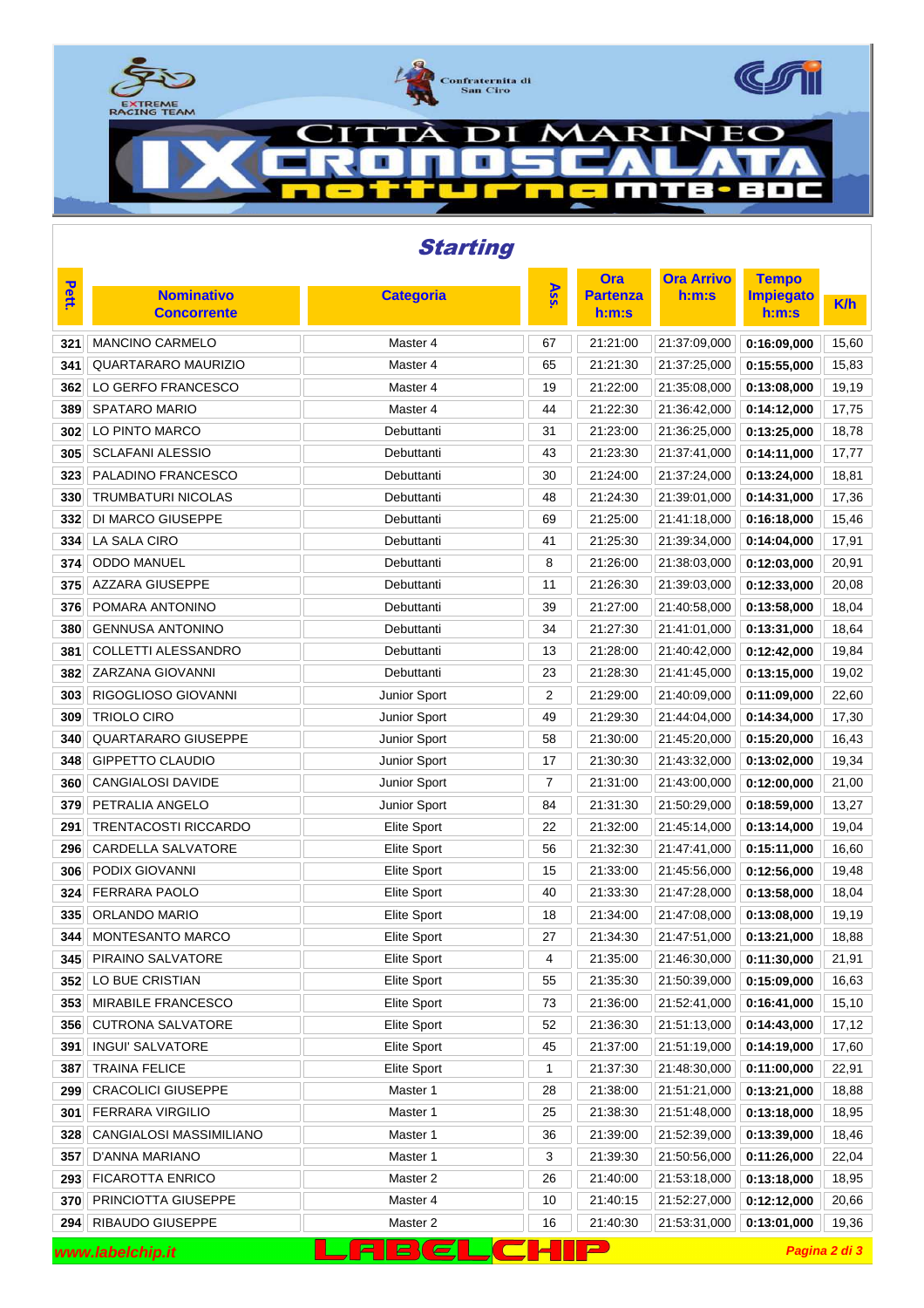# CITTÀ DI MARINEO
# IX CRONOSCALATA notturna MTB - BDC

## Starting

| Pett. | Nominativo Concorrente | Categoria | Ass. | Ora Partenza h:m:s | Ora Arrivo h:m:s | Tempo Impiegato h:m:s | K/h |
|---|---|---|---|---|---|---|---|
| 321 | MANCINO CARMELO | Master 4 | 67 | 21:21:00 | 21:37:09,000 | 0:16:09,000 | 15,60 |
| 341 | QUARTARARO MAURIZIO | Master 4 | 65 | 21:21:30 | 21:37:25,000 | 0:15:55,000 | 15,83 |
| 362 | LO GERFO FRANCESCO | Master 4 | 19 | 21:22:00 | 21:35:08,000 | 0:13:08,000 | 19,19 |
| 389 | SPATARO MARIO | Master 4 | 44 | 21:22:30 | 21:36:42,000 | 0:14:12,000 | 17,75 |
| 302 | LO PINTO MARCO | Debuttanti | 31 | 21:23:00 | 21:36:25,000 | 0:13:25,000 | 18,78 |
| 305 | SCLAFANI ALESSIO | Debuttanti | 43 | 21:23:30 | 21:37:41,000 | 0:14:11,000 | 17,77 |
| 323 | PALADINO FRANCESCO | Debuttanti | 30 | 21:24:00 | 21:37:24,000 | 0:13:24,000 | 18,81 |
| 330 | TRUMBATURI NICOLAS | Debuttanti | 48 | 21:24:30 | 21:39:01,000 | 0:14:31,000 | 17,36 |
| 332 | DI MARCO GIUSEPPE | Debuttanti | 69 | 21:25:00 | 21:41:18,000 | 0:16:18,000 | 15,46 |
| 334 | LA SALA CIRO | Debuttanti | 41 | 21:25:30 | 21:39:34,000 | 0:14:04,000 | 17,91 |
| 374 | ODDO MANUEL | Debuttanti | 8 | 21:26:00 | 21:38:03,000 | 0:12:03,000 | 20,91 |
| 375 | AZZARA GIUSEPPE | Debuttanti | 11 | 21:26:30 | 21:39:03,000 | 0:12:33,000 | 20,08 |
| 376 | POMARA ANTONINO | Debuttanti | 39 | 21:27:00 | 21:40:58,000 | 0:13:58,000 | 18,04 |
| 380 | GENNUSA ANTONINO | Debuttanti | 34 | 21:27:30 | 21:41:01,000 | 0:13:31,000 | 18,64 |
| 381 | COLLETTI ALESSANDRO | Debuttanti | 13 | 21:28:00 | 21:40:42,000 | 0:12:42,000 | 19,84 |
| 382 | ZARZANA GIOVANNI | Debuttanti | 23 | 21:28:30 | 21:41:45,000 | 0:13:15,000 | 19,02 |
| 303 | RIGOGLIOSO GIOVANNI | Junior Sport | 2 | 21:29:00 | 21:40:09,000 | 0:11:09,000 | 22,60 |
| 309 | TRIOLO CIRO | Junior Sport | 49 | 21:29:30 | 21:44:04,000 | 0:14:34,000 | 17,30 |
| 340 | QUARTARARO GIUSEPPE | Junior Sport | 58 | 21:30:00 | 21:45:20,000 | 0:15:20,000 | 16,43 |
| 348 | GIPPETTO CLAUDIO | Junior Sport | 17 | 21:30:30 | 21:43:32,000 | 0:13:02,000 | 19,34 |
| 360 | CANGIALOSI DAVIDE | Junior Sport | 7 | 21:31:00 | 21:43:00,000 | 0:12:00,000 | 21,00 |
| 379 | PETRALIA ANGELO | Junior Sport | 84 | 21:31:30 | 21:50:29,000 | 0:18:59,000 | 13,27 |
| 291 | TRENTACOSTI RICCARDO | Elite Sport | 22 | 21:32:00 | 21:45:14,000 | 0:13:14,000 | 19,04 |
| 296 | CARDELLA SALVATORE | Elite Sport | 56 | 21:32:30 | 21:47:41,000 | 0:15:11,000 | 16,60 |
| 306 | PODIX GIOVANNI | Elite Sport | 15 | 21:33:00 | 21:45:56,000 | 0:12:56,000 | 19,48 |
| 324 | FERRARA PAOLO | Elite Sport | 40 | 21:33:30 | 21:47:28,000 | 0:13:58,000 | 18,04 |
| 335 | ORLANDO MARIO | Elite Sport | 18 | 21:34:00 | 21:47:08,000 | 0:13:08,000 | 19,19 |
| 344 | MONTESANTO MARCO | Elite Sport | 27 | 21:34:30 | 21:47:51,000 | 0:13:21,000 | 18,88 |
| 345 | PIRAINO SALVATORE | Elite Sport | 4 | 21:35:00 | 21:46:30,000 | 0:11:30,000 | 21,91 |
| 352 | LO BUE CRISTIAN | Elite Sport | 55 | 21:35:30 | 21:50:39,000 | 0:15:09,000 | 16,63 |
| 353 | MIRABILE FRANCESCO | Elite Sport | 73 | 21:36:00 | 21:52:41,000 | 0:16:41,000 | 15,10 |
| 356 | CUTRONA SALVATORE | Elite Sport | 52 | 21:36:30 | 21:51:13,000 | 0:14:43,000 | 17,12 |
| 391 | INGUI' SALVATORE | Elite Sport | 45 | 21:37:00 | 21:51:19,000 | 0:14:19,000 | 17,60 |
| 387 | TRAINA FELICE | Elite Sport | 1 | 21:37:30 | 21:48:30,000 | 0:11:00,000 | 22,91 |
| 299 | CRACOLICI GIUSEPPE | Master 1 | 28 | 21:38:00 | 21:51:21,000 | 0:13:21,000 | 18,88 |
| 301 | FERRARA VIRGILIO | Master 1 | 25 | 21:38:30 | 21:51:48,000 | 0:13:18,000 | 18,95 |
| 328 | CANGIALOSI MASSIMILIANO | Master 1 | 36 | 21:39:00 | 21:52:39,000 | 0:13:39,000 | 18,46 |
| 357 | D'ANNA MARIANO | Master 1 | 3 | 21:39:30 | 21:50:56,000 | 0:11:26,000 | 22,04 |
| 293 | FICAROTTA ENRICO | Master 2 | 26 | 21:40:00 | 21:53:18,000 | 0:13:18,000 | 18,95 |
| 370 | PRINCIOTTA GIUSEPPE | Master 4 | 10 | 21:40:15 | 21:52:27,000 | 0:12:12,000 | 20,66 |
| 294 | RIBAUDO GIUSEPPE | Master 2 | 16 | 21:40:30 | 21:53:31,000 | 0:13:01,000 | 19,36 |

www.labelchip.it — LABELCHIP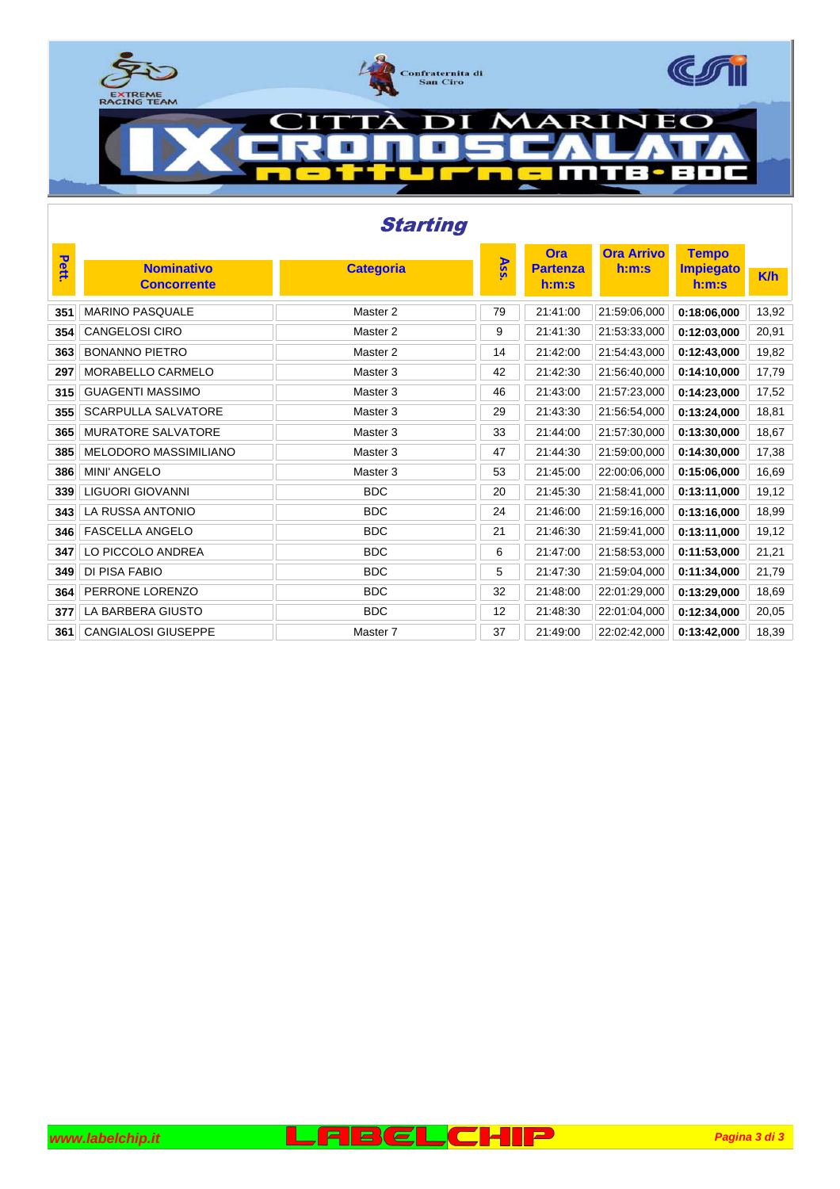Confraternita di San Ciro

# CITTÀ DI MARINEO IX CRONOSCALATA notturna MTB-BDC

## Starting

| Pett. | Nominativo Concorrente | Categoria | Ass. | Ora Partenza h:m:s | Ora Arrivo h:m:s | Tempo Impiegato h:m:s | K/h |
|---|---|---|---|---|---|---|---|
| 351 | MARINO PASQUALE | Master 2 | 79 | 21:41:00 | 21:59:06,000 | 0:18:06,000 | 13,92 |
| 354 | CANGELOSI CIRO | Master 2 | 9 | 21:41:30 | 21:53:33,000 | 0:12:03,000 | 20,91 |
| 363 | BONANNO PIETRO | Master 2 | 14 | 21:42:00 | 21:54:43,000 | 0:12:43,000 | 19,82 |
| 297 | MORABELLO CARMELO | Master 3 | 42 | 21:42:30 | 21:56:40,000 | 0:14:10,000 | 17,79 |
| 315 | GUAGENTI MASSIMO | Master 3 | 46 | 21:43:00 | 21:57:23,000 | 0:14:23,000 | 17,52 |
| 355 | SCARPULLA SALVATORE | Master 3 | 29 | 21:43:30 | 21:56:54,000 | 0:13:24,000 | 18,81 |
| 365 | MURATORE SALVATORE | Master 3 | 33 | 21:44:00 | 21:57:30,000 | 0:13:30,000 | 18,67 |
| 385 | MELODORO MASSIMILIANO | Master 3 | 47 | 21:44:30 | 21:59:00,000 | 0:14:30,000 | 17,38 |
| 386 | MINI' ANGELO | Master 3 | 53 | 21:45:00 | 22:00:06,000 | 0:15:06,000 | 16,69 |
| 339 | LIGUORI GIOVANNI | BDC | 20 | 21:45:30 | 21:58:41,000 | 0:13:11,000 | 19,12 |
| 343 | LA RUSSA ANTONIO | BDC | 24 | 21:46:00 | 21:59:16,000 | 0:13:16,000 | 18,99 |
| 346 | FASCELLA ANGELO | BDC | 21 | 21:46:30 | 21:59:41,000 | 0:13:11,000 | 19,12 |
| 347 | LO PICCOLO ANDREA | BDC | 6 | 21:47:00 | 21:58:53,000 | 0:11:53,000 | 21,21 |
| 349 | DI PISA FABIO | BDC | 5 | 21:47:30 | 21:59:04,000 | 0:11:34,000 | 21,79 |
| 364 | PERRONE LORENZO | BDC | 32 | 21:48:00 | 22:01:29,000 | 0:13:29,000 | 18,69 |
| 377 | LA BARBERA GIUSTO | BDC | 12 | 21:48:30 | 22:01:04,000 | 0:12:34,000 | 20,05 |
| 361 | CANGIALOSI GIUSEPPE | Master 7 | 37 | 21:49:00 | 22:02:42,000 | 0:13:42,000 | 18,39 |

www.labelchip.it LABELCHIP